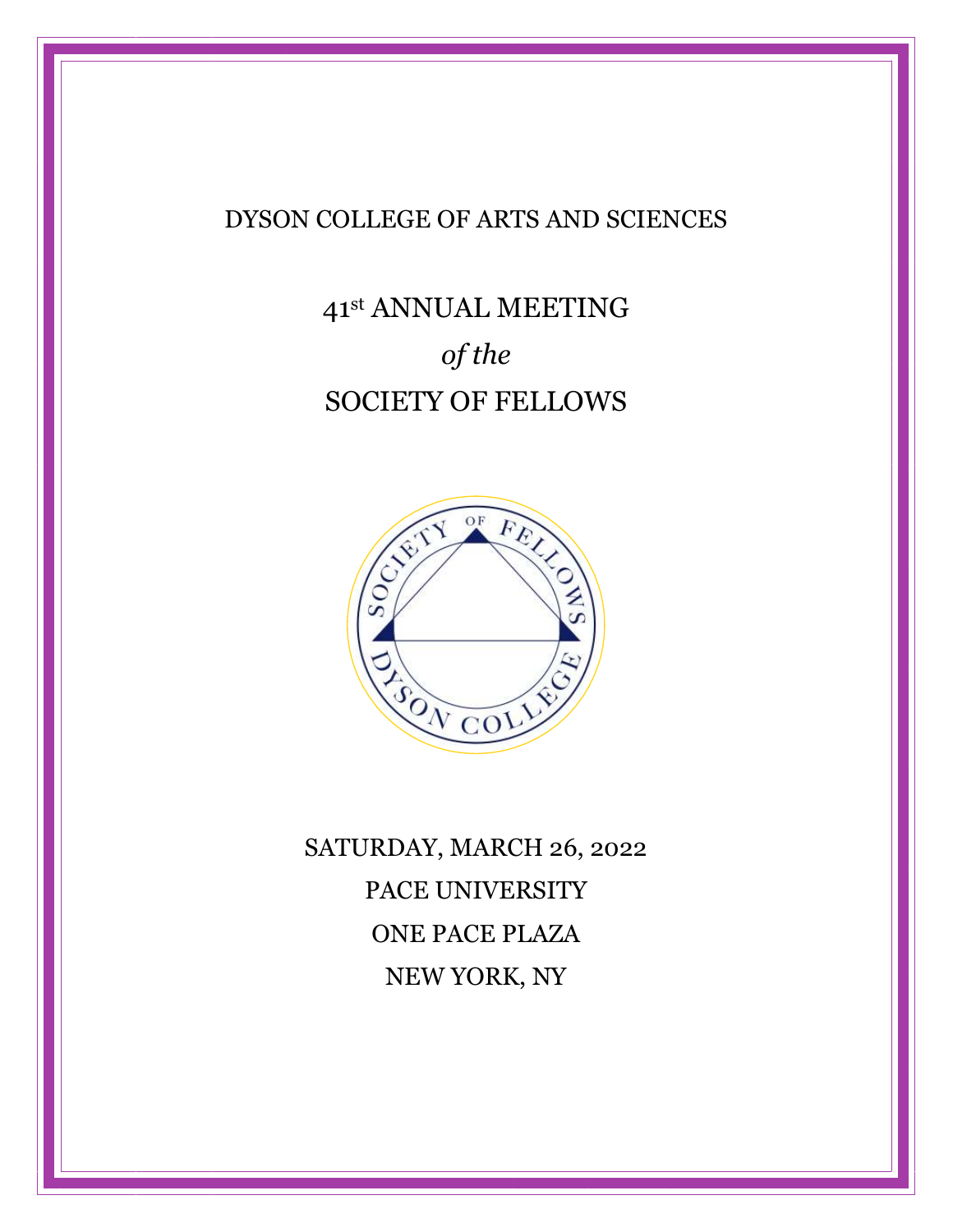DYSON COLLEGE OF ARTS AND SCIENCES

# 41st ANNUAL MEETING

*of the*

# SOCIETY OF FELLOWS

SATURDAY, MARCH 26, 2022

PACE UNIVERSITY

ONE PACE PLAZA

NEW YORK, NY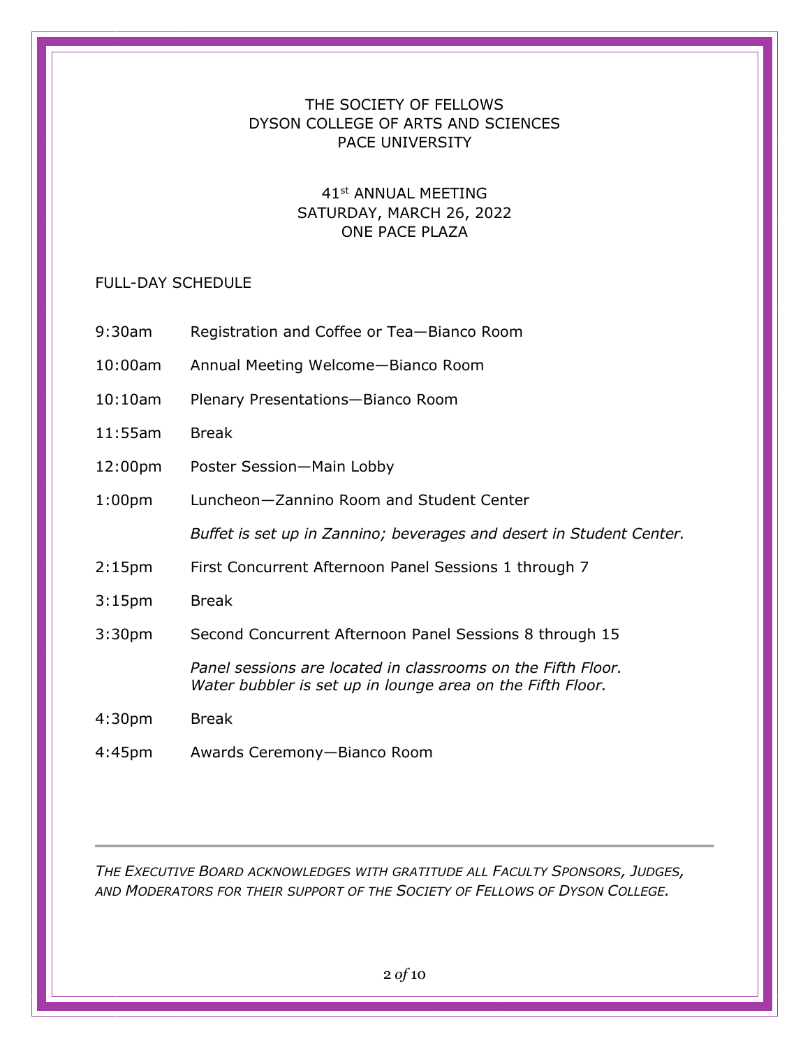# THE SOCIETY OF FELLOWS
# DYSON COLLEGE OF ARTS AND SCIENCES
# PACE UNIVERSITY

## 41st ANNUAL MEETING
## SATURDAY, MARCH 26, 2022
## ONE PACE PLAZA

### FULL-DAY SCHEDULE

| | |
|---|---|
| 9:30am | Registration and Coffee or Tea—Bianco Room |
| 10:00am | Annual Meeting Welcome—Bianco Room |
| 10:10am | Plenary Presentations—Bianco Room |
| 11:55am | Break |
| 12:00pm | Poster Session—Main Lobby |
| 1:00pm | Luncheon—Zannino Room and Student Center |
| | *Buffet is set up in Zannino; beverages and desert in Student Center.* |
| 2:15pm | First Concurrent Afternoon Panel Sessions 1 through 7 |
| 3:15pm | Break |
| 3:30pm | Second Concurrent Afternoon Panel Sessions 8 through 15 |
| | *Panel sessions are located in classrooms on the Fifth Floor. Water bubbler is set up in lounge area on the Fifth Floor.* |
| 4:30pm | Break |
| 4:45pm | Awards Ceremony—Bianco Room |

---

*THE EXECUTIVE BOARD ACKNOWLEDGES WITH GRATITUDE ALL FACULTY SPONSORS, JUDGES, AND MODERATORS FOR THEIR SUPPORT OF THE SOCIETY OF FELLOWS OF DYSON COLLEGE.*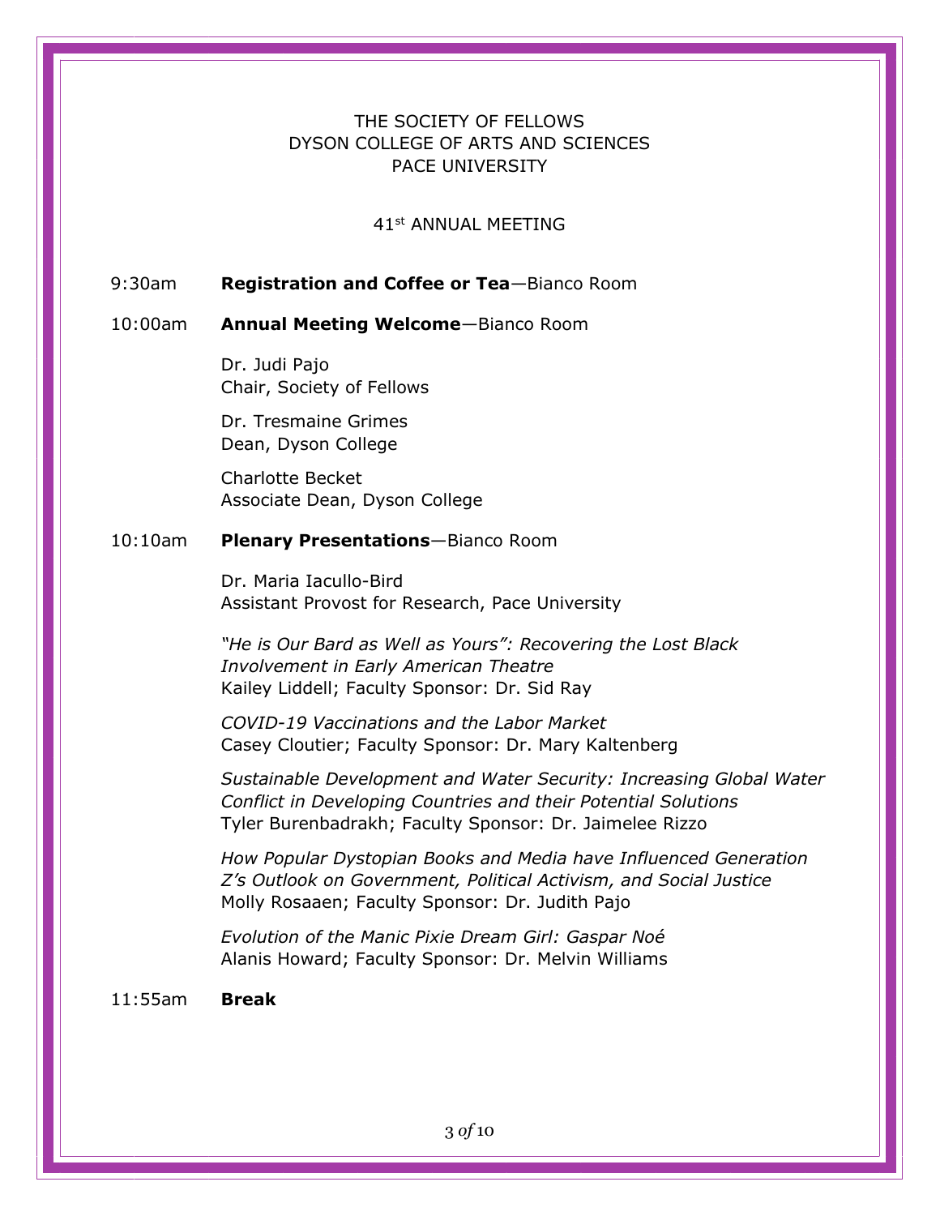THE SOCIETY OF FELLOWS
DYSON COLLEGE OF ARTS AND SCIENCES
PACE UNIVERSITY

41st ANNUAL MEETING

9:30am **Registration and Coffee or Tea**—Bianco Room

10:00am **Annual Meeting Welcome**—Bianco Room

Dr. Judi Pajo
Chair, Society of Fellows

Dr. Tresmaine Grimes
Dean, Dyson College

Charlotte Becket
Associate Dean, Dyson College

10:10am **Plenary Presentations**—Bianco Room

Dr. Maria Iacullo-Bird
Assistant Provost for Research, Pace University

*"He is Our Bard as Well as Yours": Recovering the Lost Black Involvement in Early American Theatre*
Kailey Liddell; Faculty Sponsor: Dr. Sid Ray

*COVID-19 Vaccinations and the Labor Market*
Casey Cloutier; Faculty Sponsor: Dr. Mary Kaltenberg

*Sustainable Development and Water Security: Increasing Global Water Conflict in Developing Countries and their Potential Solutions*
Tyler Burenbadrakh; Faculty Sponsor: Dr. Jaimelee Rizzo

*How Popular Dystopian Books and Media have Influenced Generation Z's Outlook on Government, Political Activism, and Social Justice*
Molly Rosaaen; Faculty Sponsor: Dr. Judith Pajo

*Evolution of the Manic Pixie Dream Girl: Gaspar Noé*
Alanis Howard; Faculty Sponsor: Dr. Melvin Williams

11:55am **Break**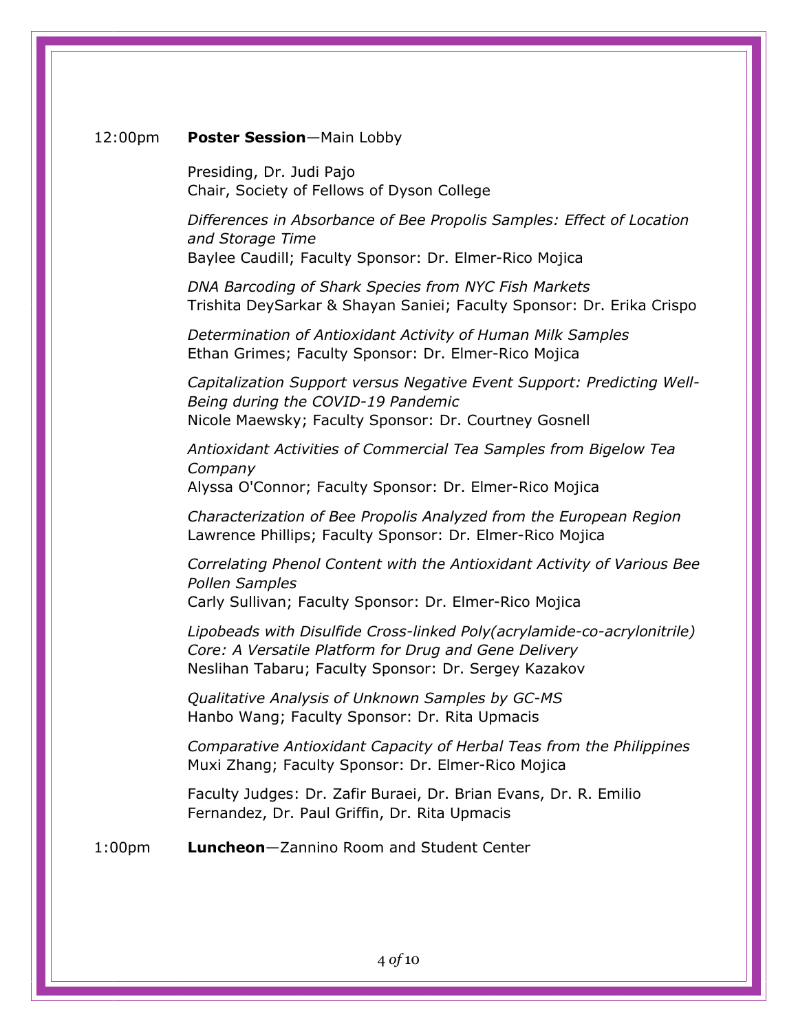12:00pm **Poster Session**—Main Lobby

Presiding, Dr. Judi Pajo
Chair, Society of Fellows of Dyson College

*Differences in Absorbance of Bee Propolis Samples: Effect of Location and Storage Time*
Baylee Caudill; Faculty Sponsor: Dr. Elmer-Rico Mojica

*DNA Barcoding of Shark Species from NYC Fish Markets*
Trishita DeySarkar & Shayan Saniei; Faculty Sponsor: Dr. Erika Crispo

*Determination of Antioxidant Activity of Human Milk Samples*
Ethan Grimes; Faculty Sponsor: Dr. Elmer-Rico Mojica

*Capitalization Support versus Negative Event Support: Predicting Well-Being during the COVID-19 Pandemic*
Nicole Maewsky; Faculty Sponsor: Dr. Courtney Gosnell

*Antioxidant Activities of Commercial Tea Samples from Bigelow Tea Company*
Alyssa O'Connor; Faculty Sponsor: Dr. Elmer-Rico Mojica

*Characterization of Bee Propolis Analyzed from the European Region*
Lawrence Phillips; Faculty Sponsor: Dr. Elmer-Rico Mojica

*Correlating Phenol Content with the Antioxidant Activity of Various Bee Pollen Samples*
Carly Sullivan; Faculty Sponsor: Dr. Elmer-Rico Mojica

*Lipobeads with Disulfide Cross-linked Poly(acrylamide-co-acrylonitrile) Core: A Versatile Platform for Drug and Gene Delivery*
Neslihan Tabaru; Faculty Sponsor: Dr. Sergey Kazakov

*Qualitative Analysis of Unknown Samples by GC-MS*
Hanbo Wang; Faculty Sponsor: Dr. Rita Upmacis

*Comparative Antioxidant Capacity of Herbal Teas from the Philippines*
Muxi Zhang; Faculty Sponsor: Dr. Elmer-Rico Mojica

Faculty Judges: Dr. Zafir Buraei, Dr. Brian Evans, Dr. R. Emilio Fernandez, Dr. Paul Griffin, Dr. Rita Upmacis

1:00pm **Luncheon**—Zannino Room and Student Center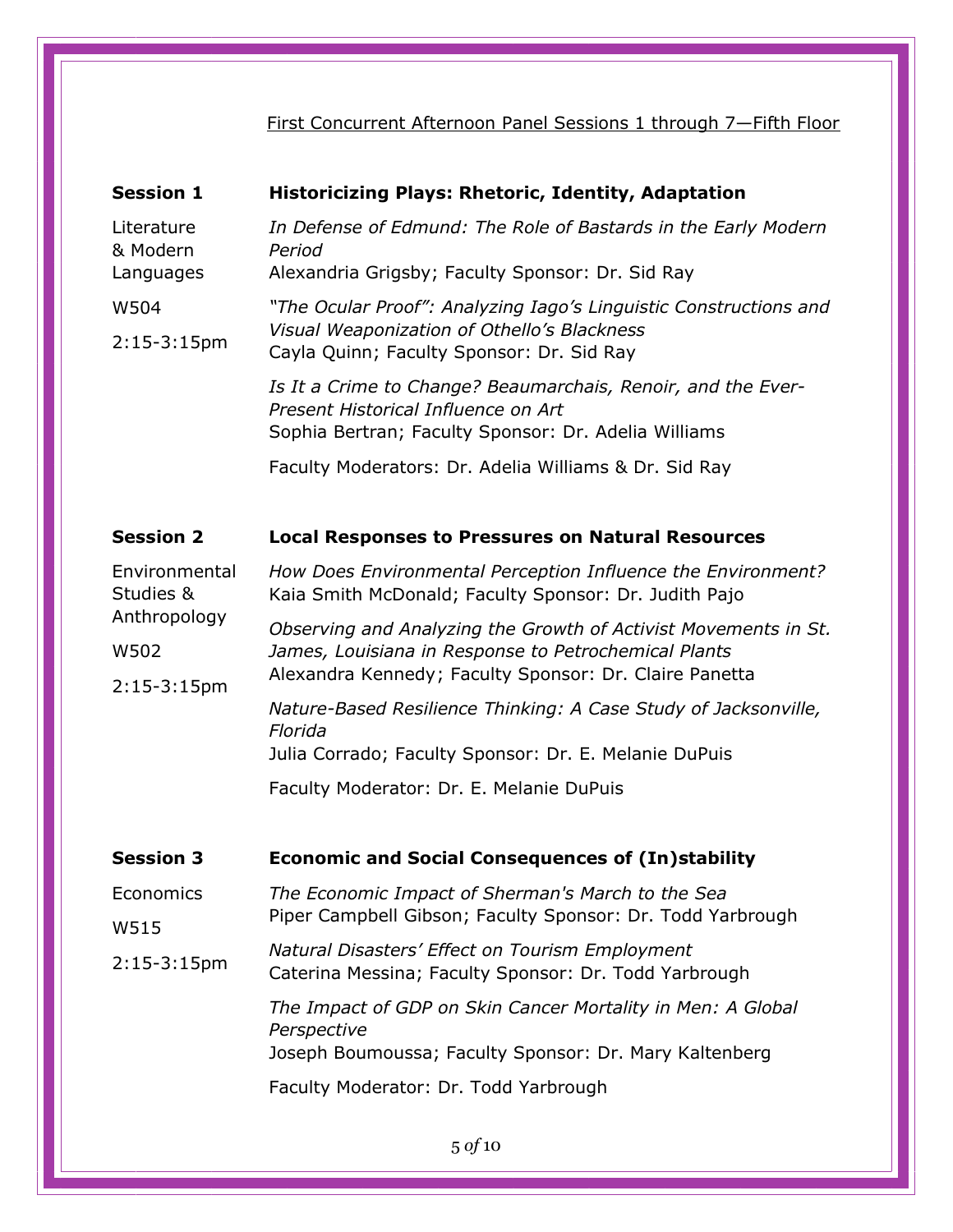First Concurrent Afternoon Panel Sessions 1 through 7—Fifth Floor

## Session 1 — Historicizing Plays: Rhetoric, Identity, Adaptation

Literature & Modern Languages

W504

2:15-3:15pm

*In Defense of Edmund: The Role of Bastards in the Early Modern Period*
Alexandria Grigsby; Faculty Sponsor: Dr. Sid Ray

*"The Ocular Proof": Analyzing Iago's Linguistic Constructions and Visual Weaponization of Othello's Blackness*
Cayla Quinn; Faculty Sponsor: Dr. Sid Ray

*Is It a Crime to Change? Beaumarchais, Renoir, and the Ever-Present Historical Influence on Art*
Sophia Bertran; Faculty Sponsor: Dr. Adelia Williams

Faculty Moderators: Dr. Adelia Williams & Dr. Sid Ray

## Session 2 — Local Responses to Pressures on Natural Resources

Environmental Studies & Anthropology

W502

2:15-3:15pm

*How Does Environmental Perception Influence the Environment?*
Kaia Smith McDonald; Faculty Sponsor: Dr. Judith Pajo

*Observing and Analyzing the Growth of Activist Movements in St. James, Louisiana in Response to Petrochemical Plants*
Alexandra Kennedy; Faculty Sponsor: Dr. Claire Panetta

*Nature-Based Resilience Thinking: A Case Study of Jacksonville, Florida*
Julia Corrado; Faculty Sponsor: Dr. E. Melanie DuPuis

Faculty Moderator: Dr. E. Melanie DuPuis

## Session 3 — Economic and Social Consequences of (In)stability

Economics

W515

2:15-3:15pm

*The Economic Impact of Sherman's March to the Sea*
Piper Campbell Gibson; Faculty Sponsor: Dr. Todd Yarbrough

*Natural Disasters' Effect on Tourism Employment*
Caterina Messina; Faculty Sponsor: Dr. Todd Yarbrough

*The Impact of GDP on Skin Cancer Mortality in Men: A Global Perspective*
Joseph Boumoussa; Faculty Sponsor: Dr. Mary Kaltenberg

Faculty Moderator: Dr. Todd Yarbrough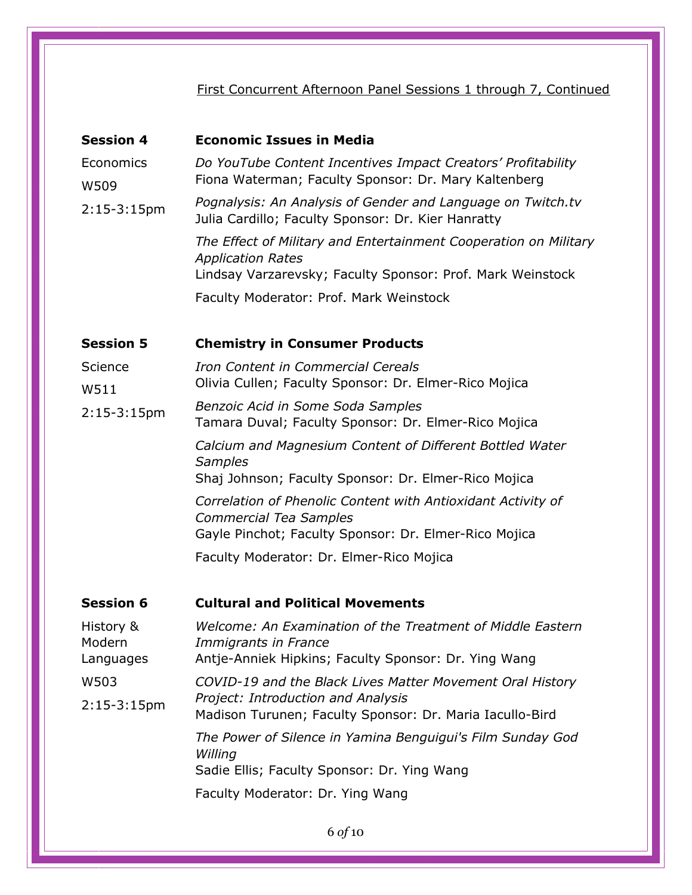First Concurrent Afternoon Panel Sessions 1 through 7, Continued

**Session 4** — **Economic Issues in Media**

Economics
W509
2:15-3:15pm

*Do YouTube Content Incentives Impact Creators' Profitability*
Fiona Waterman; Faculty Sponsor: Dr. Mary Kaltenberg

*Pognalysis: An Analysis of Gender and Language on Twitch.tv*
Julia Cardillo; Faculty Sponsor: Dr. Kier Hanratty

*The Effect of Military and Entertainment Cooperation on Military Application Rates*
Lindsay Varzarevsky; Faculty Sponsor: Prof. Mark Weinstock

Faculty Moderator: Prof. Mark Weinstock

**Session 5** — **Chemistry in Consumer Products**

Science
W511
2:15-3:15pm

*Iron Content in Commercial Cereals*
Olivia Cullen; Faculty Sponsor: Dr. Elmer-Rico Mojica

*Benzoic Acid in Some Soda Samples*
Tamara Duval; Faculty Sponsor: Dr. Elmer-Rico Mojica

*Calcium and Magnesium Content of Different Bottled Water Samples*
Shaj Johnson; Faculty Sponsor: Dr. Elmer-Rico Mojica

*Correlation of Phenolic Content with Antioxidant Activity of Commercial Tea Samples*
Gayle Pinchot; Faculty Sponsor: Dr. Elmer-Rico Mojica

Faculty Moderator: Dr. Elmer-Rico Mojica

**Session 6** — **Cultural and Political Movements**

History & Modern Languages
W503
2:15-3:15pm

*Welcome: An Examination of the Treatment of Middle Eastern Immigrants in France*
Antje-Anniek Hipkins; Faculty Sponsor: Dr. Ying Wang

*COVID-19 and the Black Lives Matter Movement Oral History Project: Introduction and Analysis*
Madison Turunen; Faculty Sponsor: Dr. Maria Iacullo-Bird

*The Power of Silence in Yamina Benguigui's Film Sunday God Willing*
Sadie Ellis; Faculty Sponsor: Dr. Ying Wang

Faculty Moderator: Dr. Ying Wang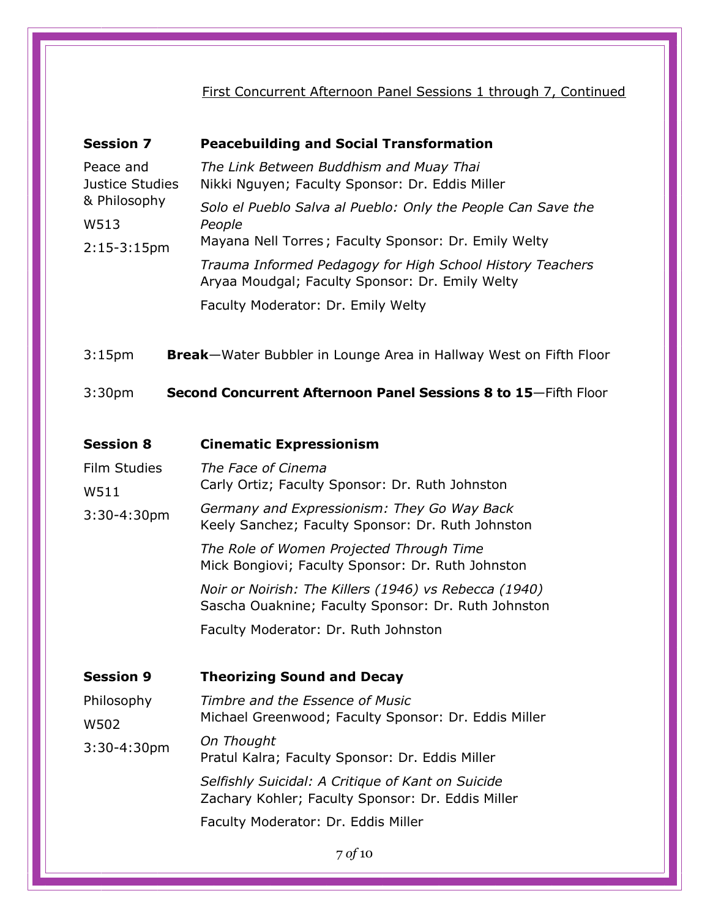First Concurrent Afternoon Panel Sessions 1 through 7, Continued

**Session 7** — **Peacebuilding and Social Transformation**

Peace and Justice Studies & Philosophy
W513
2:15-3:15pm

*The Link Between Buddhism and Muay Thai*
Nikki Nguyen; Faculty Sponsor: Dr. Eddis Miller

*Solo el Pueblo Salva al Pueblo: Only the People Can Save the People*
Mayana Nell Torres ; Faculty Sponsor: Dr. Emily Welty

*Trauma Informed Pedagogy for High School History Teachers*
Aryaa Moudgal; Faculty Sponsor: Dr. Emily Welty

Faculty Moderator: Dr. Emily Welty

3:15pm **Break**—Water Bubbler in Lounge Area in Hallway West on Fifth Floor

3:30pm **Second Concurrent Afternoon Panel Sessions 8 to 15**—Fifth Floor

**Session 8** — **Cinematic Expressionism**

Film Studies
W511
3:30-4:30pm

*The Face of Cinema*
Carly Ortiz; Faculty Sponsor: Dr. Ruth Johnston

*Germany and Expressionism: They Go Way Back*
Keely Sanchez; Faculty Sponsor: Dr. Ruth Johnston

*The Role of Women Projected Through Time*
Mick Bongiovi; Faculty Sponsor: Dr. Ruth Johnston

*Noir or Noirish: The Killers (1946) vs Rebecca (1940)*
Sascha Ouaknine; Faculty Sponsor: Dr. Ruth Johnston

Faculty Moderator: Dr. Ruth Johnston

**Session 9** — **Theorizing Sound and Decay**

Philosophy
W502
3:30-4:30pm

*Timbre and the Essence of Music*
Michael Greenwood; Faculty Sponsor: Dr. Eddis Miller

*On Thought*
Pratul Kalra; Faculty Sponsor: Dr. Eddis Miller

*Selfishly Suicidal: A Critique of Kant on Suicide*
Zachary Kohler; Faculty Sponsor: Dr. Eddis Miller

Faculty Moderator: Dr. Eddis Miller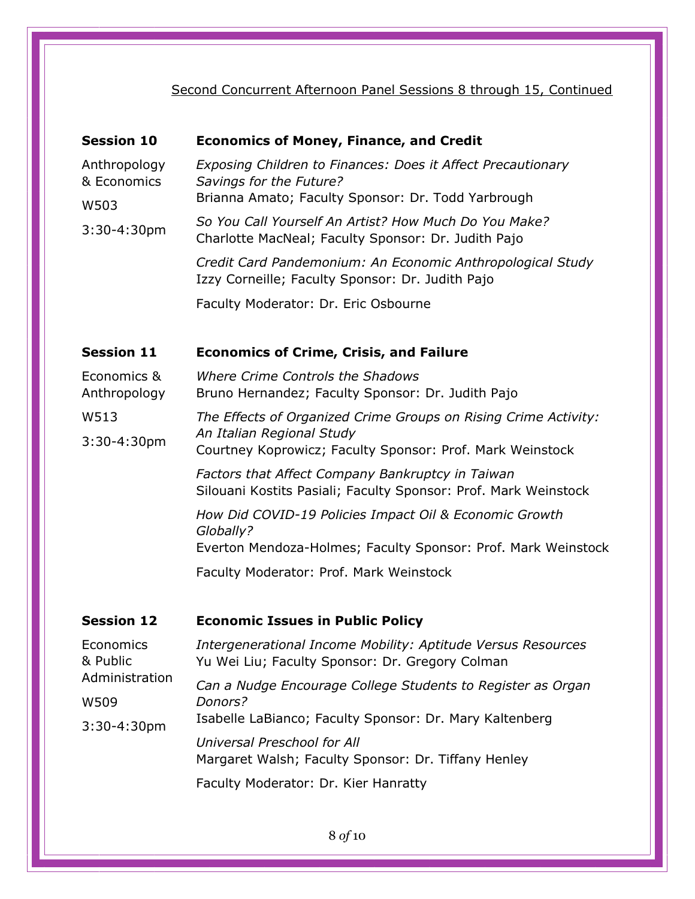Second Concurrent Afternoon Panel Sessions 8 through 15, Continued

**Session 10** — **Economics of Money, Finance, and Credit**

Anthropology & Economics

W503

3:30-4:30pm

*Exposing Children to Finances: Does it Affect Precautionary Savings for the Future?*
Brianna Amato; Faculty Sponsor: Dr. Todd Yarbrough

*So You Call Yourself An Artist? How Much Do You Make?*
Charlotte MacNeal; Faculty Sponsor: Dr. Judith Pajo

*Credit Card Pandemonium: An Economic Anthropological Study*
Izzy Corneille; Faculty Sponsor: Dr. Judith Pajo

Faculty Moderator: Dr. Eric Osbourne

**Session 11** — **Economics of Crime, Crisis, and Failure**

Economics & Anthropology

W513

3:30-4:30pm

*Where Crime Controls the Shadows*
Bruno Hernandez; Faculty Sponsor: Dr. Judith Pajo

*The Effects of Organized Crime Groups on Rising Crime Activity: An Italian Regional Study*
Courtney Koprowicz; Faculty Sponsor: Prof. Mark Weinstock

*Factors that Affect Company Bankruptcy in Taiwan*
Silouani Kostits Pasiali; Faculty Sponsor: Prof. Mark Weinstock

*How Did COVID-19 Policies Impact Oil & Economic Growth Globally?*
Everton Mendoza-Holmes; Faculty Sponsor: Prof. Mark Weinstock

Faculty Moderator: Prof. Mark Weinstock

**Session 12** — **Economic Issues in Public Policy**

Economics & Public Administration

W509

3:30-4:30pm

*Intergenerational Income Mobility: Aptitude Versus Resources*
Yu Wei Liu; Faculty Sponsor: Dr. Gregory Colman

*Can a Nudge Encourage College Students to Register as Organ Donors?*
Isabelle LaBianco; Faculty Sponsor: Dr. Mary Kaltenberg

*Universal Preschool for All*
Margaret Walsh; Faculty Sponsor: Dr. Tiffany Henley

Faculty Moderator: Dr. Kier Hanratty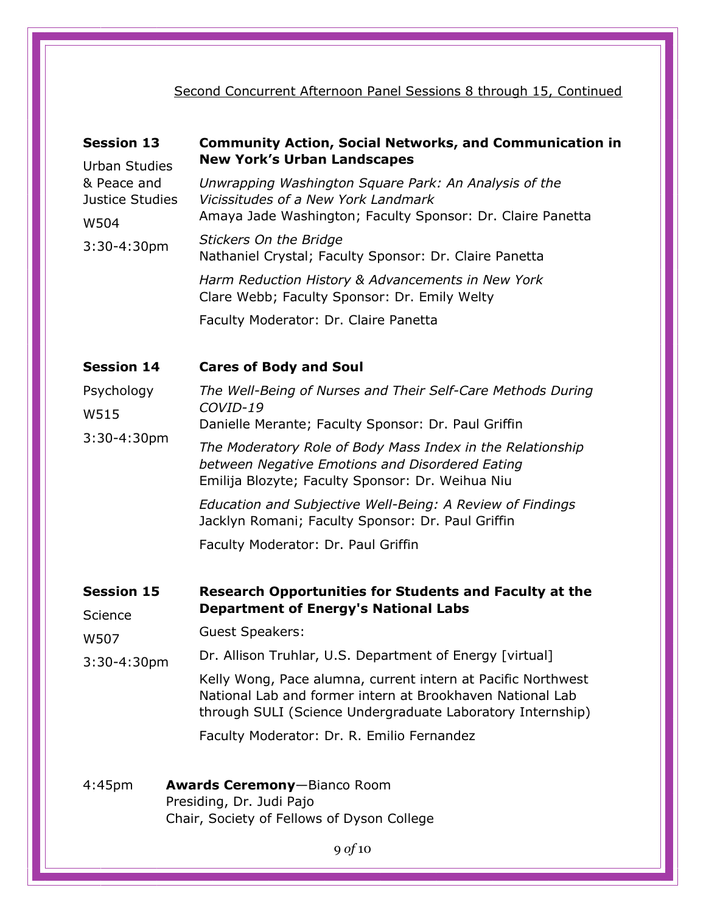Second Concurrent Afternoon Panel Sessions 8 through 15, Continued

**Session 13**

Urban Studies & Peace and Justice Studies

W504

3:30-4:30pm

**Community Action, Social Networks, and Communication in New York's Urban Landscapes**

*Unwrapping Washington Square Park: An Analysis of the Vicissitudes of a New York Landmark*
Amaya Jade Washington; Faculty Sponsor: Dr. Claire Panetta

*Stickers On the Bridge*
Nathaniel Crystal; Faculty Sponsor: Dr. Claire Panetta

*Harm Reduction History & Advancements in New York*
Clare Webb; Faculty Sponsor: Dr. Emily Welty

Faculty Moderator: Dr. Claire Panetta

**Session 14**

Psychology

W515

3:30-4:30pm

**Cares of Body and Soul**

*The Well-Being of Nurses and Their Self-Care Methods During COVID-19*
Danielle Merante; Faculty Sponsor: Dr. Paul Griffin

*The Moderatory Role of Body Mass Index in the Relationship between Negative Emotions and Disordered Eating*
Emilija Blozyte; Faculty Sponsor: Dr. Weihua Niu

*Education and Subjective Well-Being: A Review of Findings*
Jacklyn Romani; Faculty Sponsor: Dr. Paul Griffin

Faculty Moderator: Dr. Paul Griffin

**Session 15**

Science

W507

3:30-4:30pm

**Research Opportunities for Students and Faculty at the Department of Energy's National Labs**

Guest Speakers:

Dr. Allison Truhlar, U.S. Department of Energy [virtual]

Kelly Wong, Pace alumna, current intern at Pacific Northwest National Lab and former intern at Brookhaven National Lab through SULI (Science Undergraduate Laboratory Internship)

Faculty Moderator: Dr. R. Emilio Fernandez

4:45pm **Awards Ceremony**—Bianco Room
Presiding, Dr. Judi Pajo
Chair, Society of Fellows of Dyson College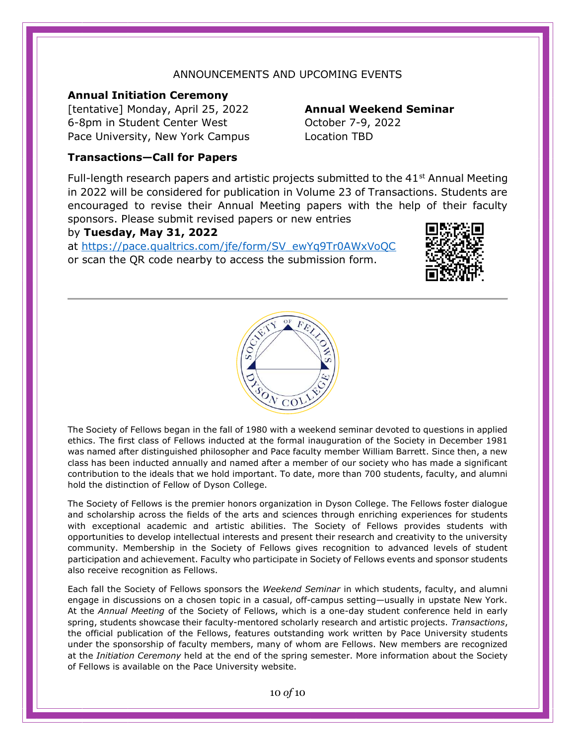ANNOUNCEMENTS AND UPCOMING EVENTS

**Annual Initiation Ceremony**
[tentative] Monday, April 25, 2022
6-8pm in Student Center West
Pace University, New York Campus

**Annual Weekend Seminar**
October 7-9, 2022
Location TBD

**Transactions—Call for Papers**

Full-length research papers and artistic projects submitted to the 41st Annual Meeting in 2022 will be considered for publication in Volume 23 of Transactions. Students are encouraged to revise their Annual Meeting papers with the help of their faculty sponsors. Please submit revised papers or new entries by **Tuesday, May 31, 2022** at https://pace.qualtrics.com/jfe/form/SV_ewYq9Tr0AWxVoQC or scan the QR code nearby to access the submission form.

---

The Society of Fellows began in the fall of 1980 with a weekend seminar devoted to questions in applied ethics. The first class of Fellows inducted at the formal inauguration of the Society in December 1981 was named after distinguished philosopher and Pace faculty member William Barrett. Since then, a new class has been inducted annually and named after a member of our society who has made a significant contribution to the ideals that we hold important. To date, more than 700 students, faculty, and alumni hold the distinction of Fellow of Dyson College.

The Society of Fellows is the premier honors organization in Dyson College. The Fellows foster dialogue and scholarship across the fields of the arts and sciences through enriching experiences for students with exceptional academic and artistic abilities. The Society of Fellows provides students with opportunities to develop intellectual interests and present their research and creativity to the university community. Membership in the Society of Fellows gives recognition to advanced levels of student participation and achievement. Faculty who participate in Society of Fellows events and sponsor students also receive recognition as Fellows.

Each fall the Society of Fellows sponsors the *Weekend Seminar* in which students, faculty, and alumni engage in discussions on a chosen topic in a casual, off-campus setting—usually in upstate New York. At the *Annual Meeting* of the Society of Fellows, which is a one-day student conference held in early spring, students showcase their faculty-mentored scholarly research and artistic projects. *Transactions*, the official publication of the Fellows, features outstanding work written by Pace University students under the sponsorship of faculty members, many of whom are Fellows. New members are recognized at the *Initiation Ceremony* held at the end of the spring semester. More information about the Society of Fellows is available on the Pace University website.